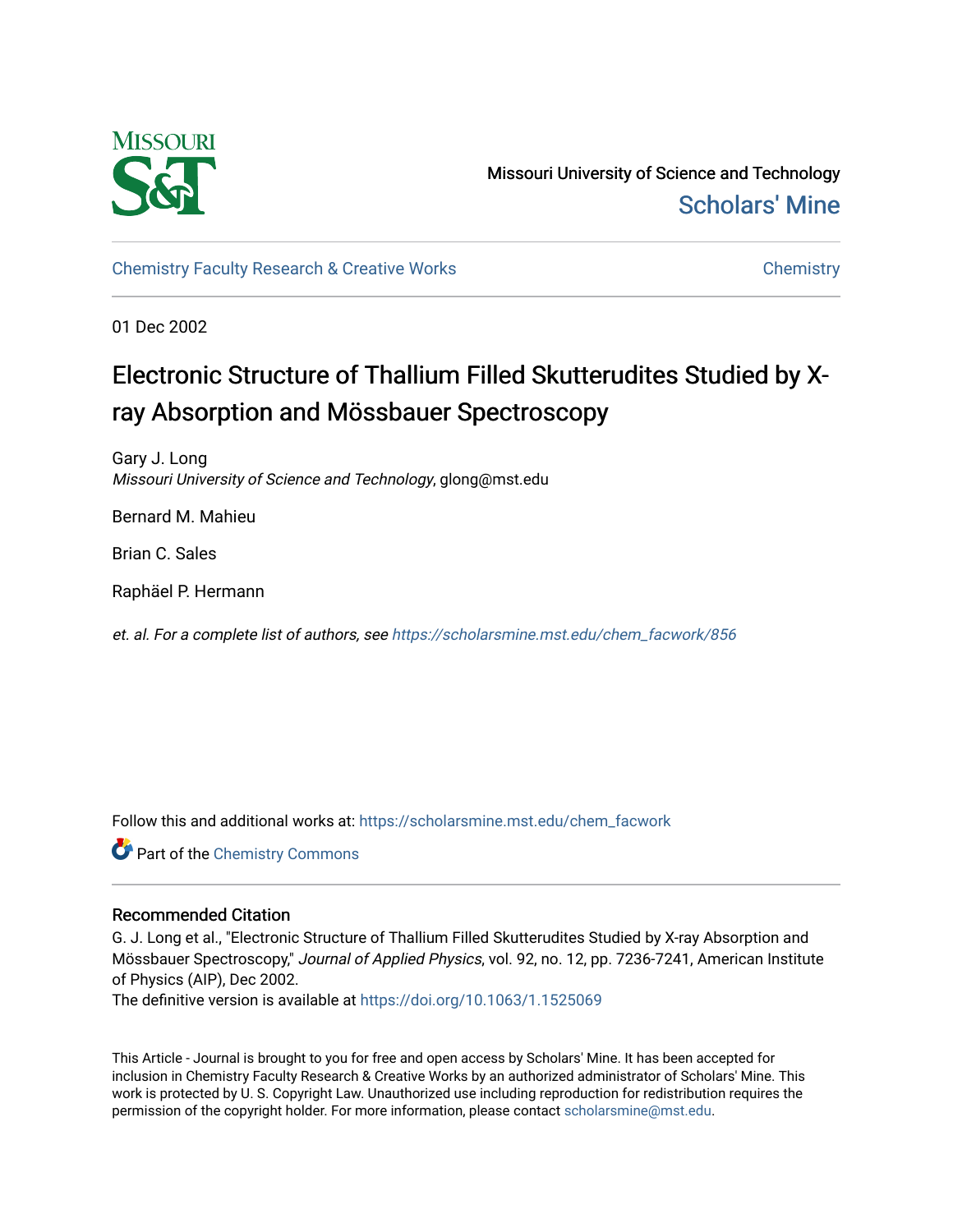Missouri University of Science and Technology

Scholars' Mine

Chemistry Faculty Research & Creative Works

Chemistry

01 Dec 2002

# Electronic Structure of Thallium Filled Skutterudites Studied by X-ray Absorption and Mössbauer Spectroscopy

Gary J. Long
*Missouri University of Science and Technology*, glong@mst.edu

Bernard M. Mahieu

Brian C. Sales

Raphäel P. Hermann

*et. al. For a complete list of authors, see* https://scholarsmine.mst.edu/chem_facwork/856

Follow this and additional works at: https://scholarsmine.mst.edu/chem_facwork

Part of the Chemistry Commons

## Recommended Citation

G. J. Long et al., "Electronic Structure of Thallium Filled Skutterudites Studied by X-ray Absorption and Mössbauer Spectroscopy," *Journal of Applied Physics*, vol. 92, no. 12, pp. 7236-7241, American Institute of Physics (AIP), Dec 2002.
The definitive version is available at https://doi.org/10.1063/1.1525069

This Article - Journal is brought to you for free and open access by Scholars' Mine. It has been accepted for inclusion in Chemistry Faculty Research & Creative Works by an authorized administrator of Scholars' Mine. This work is protected by U. S. Copyright Law. Unauthorized use including reproduction for redistribution requires the permission of the copyright holder. For more information, please contact scholarsmine@mst.edu.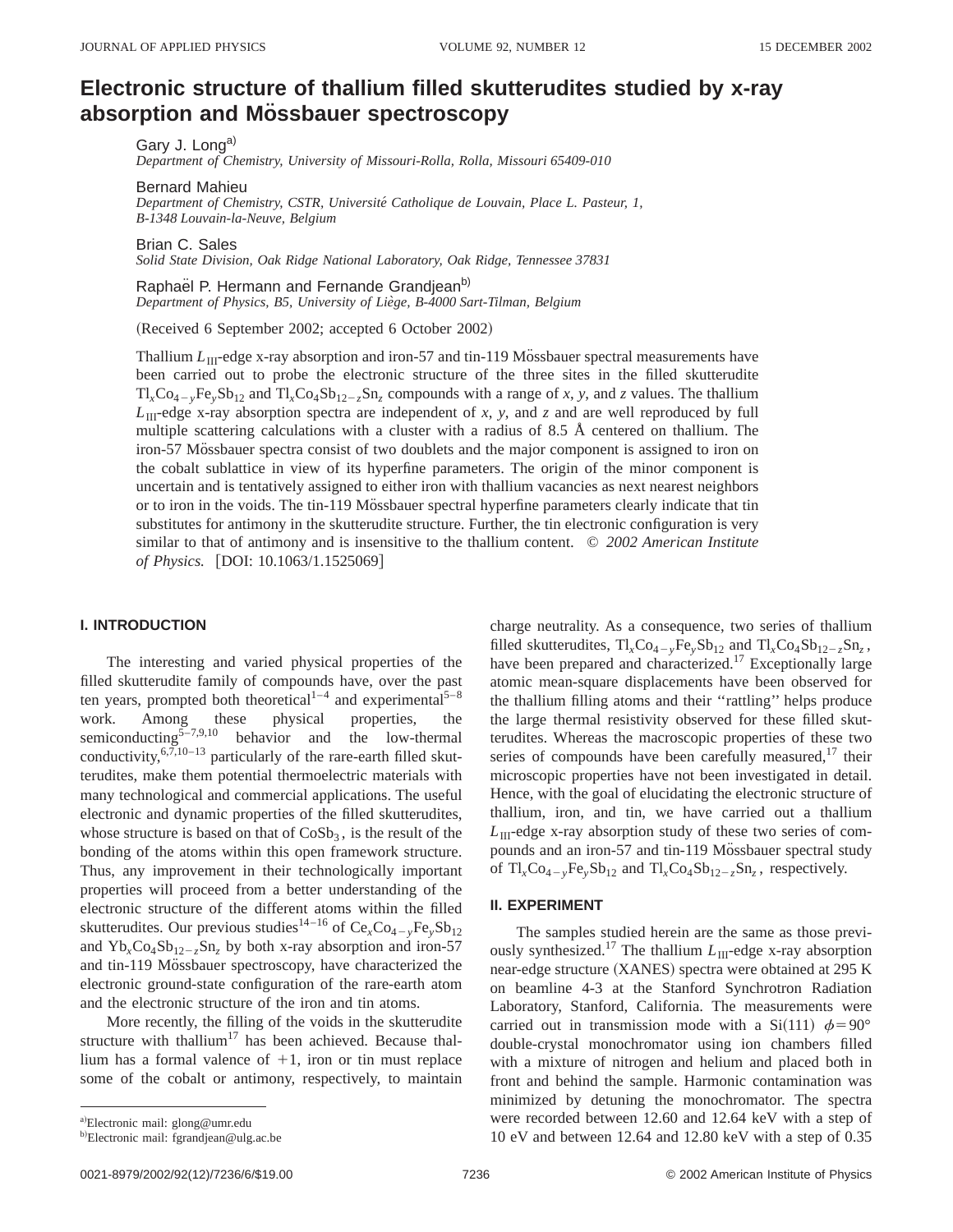# Electronic structure of thallium filled skutterudites studied by x-ray absorption and Mössbauer spectroscopy

Gary J. Long[a)]
*Department of Chemistry, University of Missouri-Rolla, Rolla, Missouri 65409-010*

Bernard Mahieu
*Department of Chemistry, CSTR, Université Catholique de Louvain, Place L. Pasteur, 1, B-1348 Louvain-la-Neuve, Belgium*

Brian C. Sales
*Solid State Division, Oak Ridge National Laboratory, Oak Ridge, Tennessee 37831*

Raphaël P. Hermann and Fernande Grandjean[b)]
*Department of Physics, B5, University of Liège, B-4000 Sart-Tilman, Belgium*

(Received 6 September 2002; accepted 6 October 2002)

Thallium $L_{\mathrm{III}}$-edge x-ray absorption and iron-57 and tin-119 Mössbauer spectral measurements have been carried out to probe the electronic structure of the three sites in the filled skutterudite $\mathrm{Tl}_x\mathrm{Co}_{4-y}\mathrm{Fe}_y\mathrm{Sb}_{12}$ and $\mathrm{Tl}_x\mathrm{Co}_4\mathrm{Sb}_{12-z}\mathrm{Sn}_z$ compounds with a range of $x$, $y$, and $z$ values. The thallium $L_{\mathrm{III}}$-edge x-ray absorption spectra are independent of $x$, $y$, and $z$ and are well reproduced by full multiple scattering calculations with a cluster with a radius of 8.5 Å centered on thallium. The iron-57 Mössbauer spectra consist of two doublets and the major component is assigned to iron on the cobalt sublattice in view of its hyperfine parameters. The origin of the minor component is uncertain and is tentatively assigned to either iron with thallium vacancies as next nearest neighbors or to iron in the voids. The tin-119 Mössbauer spectral hyperfine parameters clearly indicate that tin substitutes for antimony in the skutterudite structure. Further, the tin electronic configuration is very similar to that of antimony and is insensitive to the thallium content. © *2002 American Institute of Physics.* [DOI: 10.1063/1.1525069]

## I. INTRODUCTION

The interesting and varied physical properties of the filled skutterudite family of compounds have, over the past ten years, prompted both theoretical[1–4] and experimental[5–8] work. Among these physical properties, the semiconducting[5–7,9,10] behavior and the low-thermal conductivity,[6,7,10–13] particularly of the rare-earth filled skutterudites, make them potential thermoelectric materials with many technological and commercial applications. The useful electronic and dynamic properties of the filled skutterudites, whose structure is based on that of $\mathrm{CoSb}_3$, is the result of the bonding of the atoms within this open framework structure. Thus, any improvement in their technologically important properties will proceed from a better understanding of the electronic structure of the different atoms within the filled skutterudites. Our previous studies[14–16] of $\mathrm{Ce}_x\mathrm{Co}_{4-y}\mathrm{Fe}_y\mathrm{Sb}_{12}$ and $\mathrm{Yb}_x\mathrm{Co}_4\mathrm{Sb}_{12-z}\mathrm{Sn}_z$ by both x-ray absorption and iron-57 and tin-119 Mössbauer spectroscopy, have characterized the electronic ground-state configuration of the rare-earth atom and the electronic structure of the iron and tin atoms.

More recently, the filling of the voids in the skutterudite structure with thallium[17] has been achieved. Because thallium has a formal valence of +1, iron or tin must replace some of the cobalt or antimony, respectively, to maintain charge neutrality. As a consequence, two series of thallium filled skutterudites, $\mathrm{Tl}_x\mathrm{Co}_{4-y}\mathrm{Fe}_y\mathrm{Sb}_{12}$ and $\mathrm{Tl}_x\mathrm{Co}_4\mathrm{Sb}_{12-z}\mathrm{Sn}_z$, have been prepared and characterized.[17] Exceptionally large atomic mean-square displacements have been observed for the thallium filling atoms and their "rattling" helps produce the large thermal resistivity observed for these filled skutterudites. Whereas the macroscopic properties of these two series of compounds have been carefully measured,[17] their microscopic properties have not been investigated in detail. Hence, with the goal of elucidating the electronic structure of thallium, iron, and tin, we have carried out a thallium $L_{\mathrm{III}}$-edge x-ray absorption study of these two series of compounds and an iron-57 and tin-119 Mössbauer spectral study of $\mathrm{Tl}_x\mathrm{Co}_{4-y}\mathrm{Fe}_y\mathrm{Sb}_{12}$ and $\mathrm{Tl}_x\mathrm{Co}_4\mathrm{Sb}_{12-z}\mathrm{Sn}_z$, respectively.

## II. EXPERIMENT

The samples studied herein are the same as those previously synthesized.[17] The thallium $L_{\mathrm{III}}$-edge x-ray absorption near-edge structure (XANES) spectra were obtained at 295 K on beamline 4-3 at the Stanford Synchrotron Radiation Laboratory, Stanford, California. The measurements were carried out in transmission mode with a Si(111) $\phi=90°$ double-crystal monochromator using ion chambers filled with a mixture of nitrogen and helium and placed both in front and behind the sample. Harmonic contamination was minimized by detuning the monochromator. The spectra were recorded between 12.60 and 12.64 keV with a step of 10 eV and between 12.64 and 12.80 keV with a step of 0.35

[a)]Electronic mail: glong@umr.edu
[b)]Electronic mail: fgrandjean@ulg.ac.be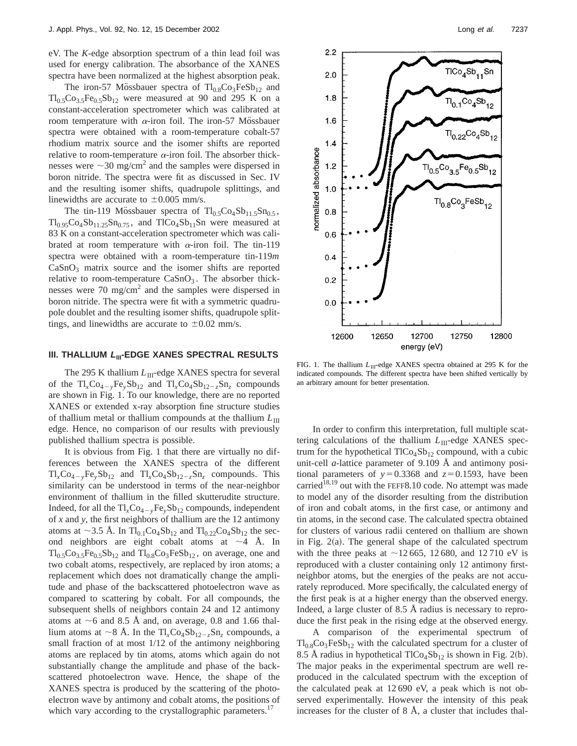eV. The *K*-edge absorption spectrum of a thin lead foil was used for energy calibration. The absorbance of the XANES spectra have been normalized at the highest absorption peak.

The iron-57 Mössbauer spectra of $Tl_{0.8}Co_3FeSb_{12}$ and $Tl_{0.5}Co_{3.5}Fe_{0.5}Sb_{12}$ were measured at 90 and 295 K on a constant-acceleration spectrometer which was calibrated at room temperature with $\alpha$-iron foil. The iron-57 Mössbauer spectra were obtained with a room-temperature cobalt-57 rhodium matrix source and the isomer shifts are reported relative to room-temperature $\alpha$-iron foil. The absorber thicknesses were ~30 mg/cm$^2$ and the samples were dispersed in boron nitride. The spectra were fit as discussed in Sec. IV and the resulting isomer shifts, quadrupole splittings, and linewidths are accurate to $\pm 0.005$ mm/s.

The tin-119 Mössbauer spectra of $Tl_{0.5}Co_4Sb_{11.5}Sn_{0.5}$, $Tl_{0.95}Co_4Sb_{11.25}Sn_{0.75}$, and $TlCo_4Sb_{11}Sn$ were measured at 83 K on a constant-acceleration spectrometer which was calibrated at room temperature with $\alpha$-iron foil. The tin-119 spectra were obtained with a room-temperature tin-119*m* $CaSnO_3$ matrix source and the isomer shifts are reported relative to room-temperature $CaSnO_3$. The absorber thicknesses were 70 mg/cm$^2$ and the samples were dispersed in boron nitride. The spectra were fit with a symmetric quadrupole doublet and the resulting isomer shifts, quadrupole splittings, and linewidths are accurate to $\pm 0.02$ mm/s.

## III. THALLIUM $L_{III}$-EDGE XANES SPECTRAL RESULTS

The 295 K thallium $L_{III}$-edge XANES spectra for several of the $Tl_xCo_{4-y}Fe_ySb_{12}$ and $Tl_xCo_4Sb_{12-z}Sn_z$ compounds are shown in Fig. 1. To our knowledge, there are no reported XANES or extended x-ray absorption fine structure studies of thallium metal or thallium compounds at the thallium $L_{III}$ edge. Hence, no comparison of our results with previously published thallium spectra is possible.

It is obvious from Fig. 1 that there are virtually no differences between the XANES spectra of the different $Tl_xCo_{4-y}Fe_ySb_{12}$ and $Tl_xCo_4Sb_{12-z}Sn_z$ compounds. This similarity can be understood in terms of the near-neighbor environment of thallium in the filled skutterudite structure. Indeed, for all the $Tl_xCo_{4-y}Fe_ySb_{12}$ compounds, independent of *x* and *y*, the first neighbors of thallium are the 12 antimony atoms at ~3.5 Å. In $Tl_{0.1}Co_4Sb_{12}$ and $Tl_{0.22}Co_4Sb_{12}$ the second neighbors are eight cobalt atoms at ~4 Å. In $Tl_{0.5}Co_{3.5}Fe_{0.5}Sb_{12}$ and $Tl_{0.8}Co_3FeSb_{12}$, on average, one and two cobalt atoms, respectively, are replaced by iron atoms; a replacement which does not dramatically change the amplitude and phase of the backscattered photoelectron wave as compared to scattering by cobalt. For all compounds, the subsequent shells of neighbors contain 24 and 12 antimony atoms at ~6 and 8.5 Å and, on average, 0.8 and 1.66 thallium atoms at ~8 Å. In the $Tl_xCo_4Sb_{12-z}Sn_z$ compounds, a small fraction of at most 1/12 of the antimony neighboring atoms are replaced by tin atoms, atoms which again do not substantially change the amplitude and phase of the backscattered photoelectron wave. Hence, the shape of the XANES spectra is produced by the scattering of the photoelectron wave by antimony and cobalt atoms, the positions of which vary according to the crystallographic parameters.[17]

FIG. 1. The thallium $L_{III}$-edge XANES spectra obtained at 295 K for the indicated compounds. The different spectra have been shifted vertically by an arbitrary amount for better presentation.

In order to confirm this interpretation, full multiple scattering calculations of the thallium $L_{III}$-edge XANES spectrum for the hypothetical $TlCo_4Sb_{12}$ compound, with a cubic unit-cell *a*-lattice parameter of 9.109 Å and antimony positional parameters of $y = 0.3368$ and $z = 0.1593$, have been carried[18,19] out with the FEFF8.10 code. No attempt was made to model any of the disorder resulting from the distribution of iron and cobalt atoms, in the first case, or antimony and tin atoms, in the second case. The calculated spectra obtained for clusters of various radii centered on thallium are shown in Fig. 2(a). The general shape of the calculated spectrum with the three peaks at ~12 665, 12 680, and 12 710 eV is reproduced with a cluster containing only 12 antimony first-neighbor atoms, but the energies of the peaks are not accurately reproduced. More specifically, the calculated energy of the first peak is at a higher energy than the observed energy. Indeed, a large cluster of 8.5 Å radius is necessary to reproduce the first peak in the rising edge at the observed energy.

A comparison of the experimental spectrum of $Tl_{0.8}Co_3FeSb_{12}$ with the calculated spectrum for a cluster of 8.5 Å radius in hypothetical $TlCo_4Sb_{12}$ is shown in Fig. 2(b). The major peaks in the experimental spectrum are well reproduced in the calculated spectrum with the exception of the calculated peak at 12 690 eV, a peak which is not observed experimentally. However the intensity of this peak increases for the cluster of 8 Å, a cluster that includes thal-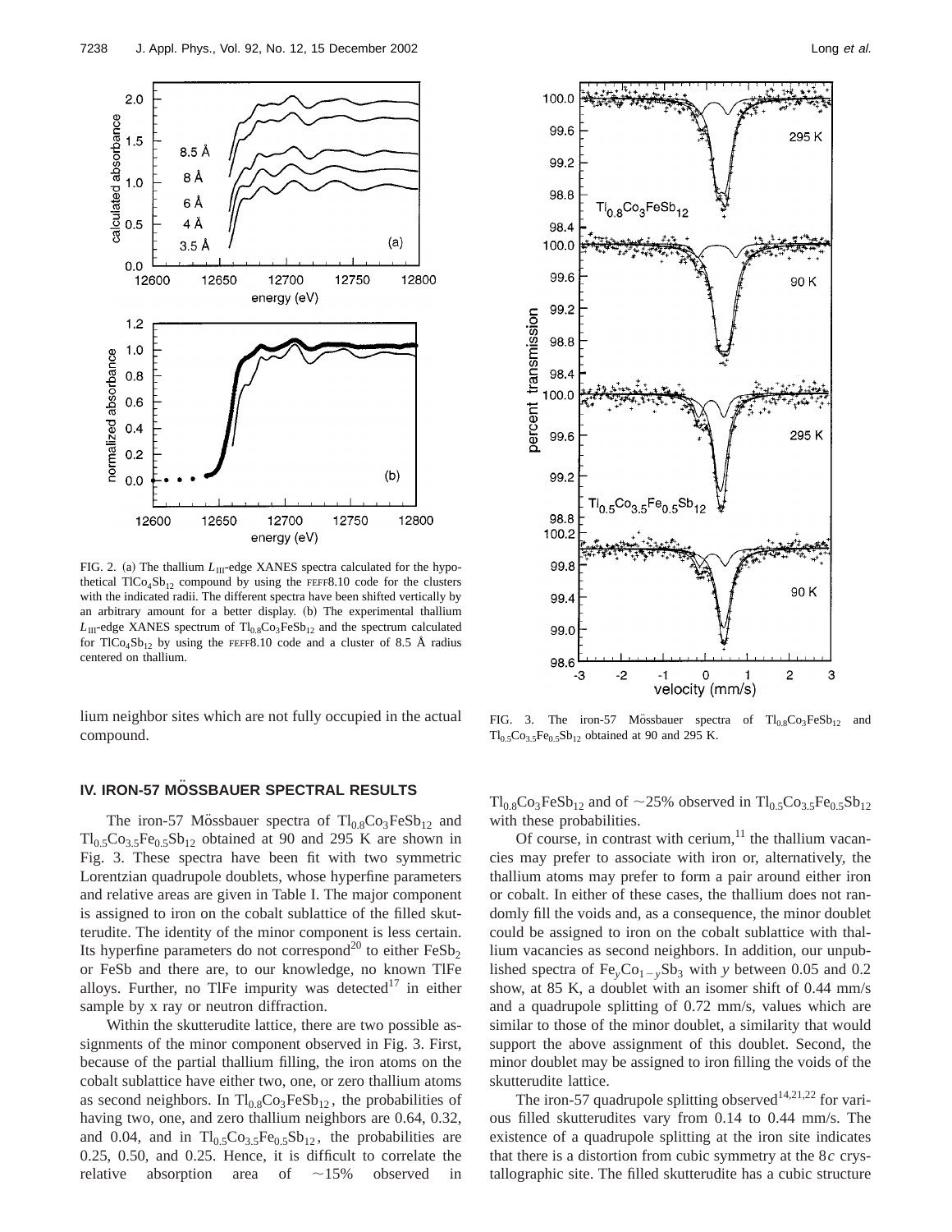FIG. 2. (a) The thallium $L_{III}$-edge XANES spectra calculated for the hypothetical $TlCo_4Sb_{12}$ compound by using the FEFF8.10 code for the clusters with the indicated radii. The different spectra have been shifted vertically by an arbitrary amount for a better display. (b) The experimental thallium $L_{III}$-edge XANES spectrum of $Tl_{0.8}Co_3FeSb_{12}$ and the spectrum calculated for $TlCo_4Sb_{12}$ by using the FEFF8.10 code and a cluster of 8.5 Å radius centered on thallium.

FIG. 3. The iron-57 Mössbauer spectra of $Tl_{0.8}Co_3FeSb_{12}$ and $Tl_{0.5}Co_{3.5}Fe_{0.5}Sb_{12}$ obtained at 90 and 295 K.

lium neighbor sites which are not fully occupied in the actual compound.

## IV. IRON-57 MÖSSBAUER SPECTRAL RESULTS

The iron-57 Mössbauer spectra of $Tl_{0.8}Co_3FeSb_{12}$ and $Tl_{0.5}Co_{3.5}Fe_{0.5}Sb_{12}$ obtained at 90 and 295 K are shown in Fig. 3. These spectra have been fit with two symmetric Lorentzian quadrupole doublets, whose hyperfine parameters and relative areas are given in Table I. The major component is assigned to iron on the cobalt sublattice of the filled skutterudite. The identity of the minor component is less certain. Its hyperfine parameters do not correspond[20] to either $FeSb_2$ or FeSb and there are, to our knowledge, no known TlFe alloys. Further, no TlFe impurity was detected[17] in either sample by x ray or neutron diffraction.

Within the skutterudite lattice, there are two possible assignments of the minor component observed in Fig. 3. First, because of the partial thallium filling, the iron atoms on the cobalt sublattice have either two, one, or zero thallium atoms as second neighbors. In $Tl_{0.8}Co_3FeSb_{12}$, the probabilities of having two, one, and zero thallium neighbors are 0.64, 0.32, and 0.04, and in $Tl_{0.5}Co_{3.5}Fe_{0.5}Sb_{12}$, the probabilities are 0.25, 0.50, and 0.25. Hence, it is difficult to correlate the relative absorption area of ~15% observed in $Tl_{0.8}Co_3FeSb_{12}$ and of ~25% observed in $Tl_{0.5}Co_{3.5}Fe_{0.5}Sb_{12}$ with these probabilities.

Of course, in contrast with cerium,[11] the thallium vacancies may prefer to associate with iron or, alternatively, the thallium atoms may prefer to form a pair around either iron or cobalt. In either of these cases, the thallium does not randomly fill the voids and, as a consequence, the minor doublet could be assigned to iron on the cobalt sublattice with thallium vacancies as second neighbors. In addition, our unpublished spectra of $Fe_yCo_{1-y}Sb_3$ with $y$ between 0.05 and 0.2 show, at 85 K, a doublet with an isomer shift of 0.44 mm/s and a quadrupole splitting of 0.72 mm/s, values which are similar to those of the minor doublet, a similarity that would support the above assignment of this doublet. Second, the minor doublet may be assigned to iron filling the voids of the skutterudite lattice.

The iron-57 quadrupole splitting observed[14,21,22] for various filled skutterudites vary from 0.14 to 0.44 mm/s. The existence of a quadrupole splitting at the iron site indicates that there is a distortion from cubic symmetry at the 8$c$ crystallographic site. The filled skutterudite has a cubic structure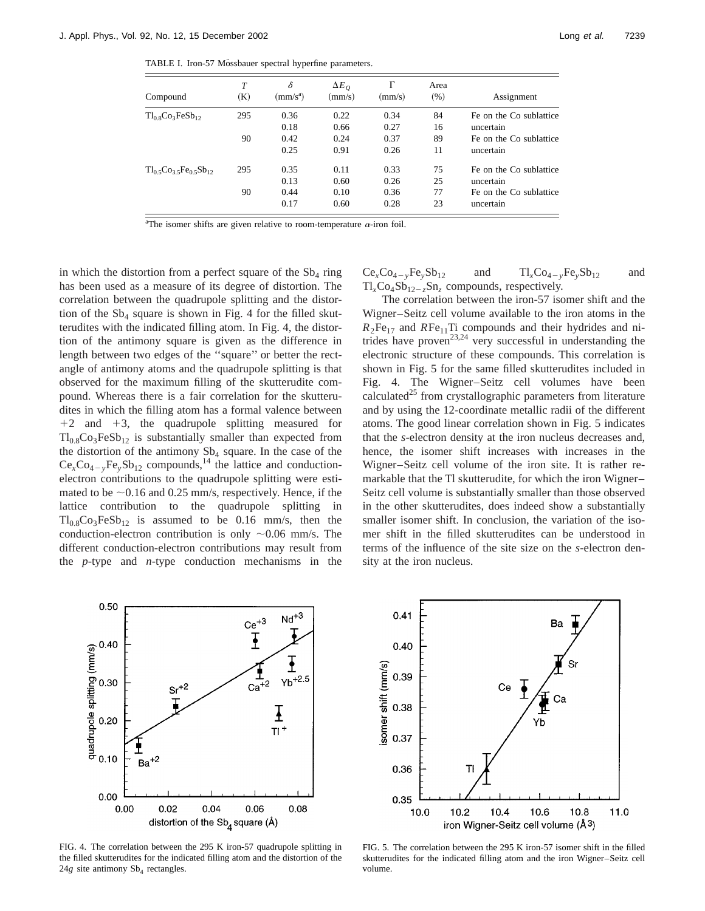TABLE I. Iron-57 Mössbauer spectral hyperfine parameters.

| Compound | $T$ (K) | $\delta$ (mm/s[a]) | $\Delta E_Q$ (mm/s) | $\Gamma$ (mm/s) | Area (%) | Assignment |
|---|---|---|---|---|---|---|
| $Tl_{0.8}Co_3FeSb_{12}$ | 295 | 0.36 | 0.22 | 0.34 | 84 | Fe on the Co sublattice |
| | | 0.18 | 0.66 | 0.27 | 16 | uncertain |
| | 90 | 0.42 | 0.24 | 0.37 | 89 | Fe on the Co sublattice |
| | | 0.25 | 0.91 | 0.26 | 11 | uncertain |
| $Tl_{0.5}Co_{3.5}Fe_{0.5}Sb_{12}$ | 295 | 0.35 | 0.11 | 0.33 | 75 | Fe on the Co sublattice |
| | | 0.13 | 0.60 | 0.26 | 25 | uncertain |
| | 90 | 0.44 | 0.10 | 0.36 | 77 | Fe on the Co sublattice |
| | | 0.17 | 0.60 | 0.28 | 23 | uncertain |

[a]The isomer shifts are given relative to room-temperature $\alpha$-iron foil.

in which the distortion from a perfect square of the $Sb_4$ ring has been used as a measure of its degree of distortion. The correlation between the quadrupole splitting and the distortion of the $Sb_4$ square is shown in Fig. 4 for the filled skutterudites with the indicated filling atom. In Fig. 4, the distortion of the antimony square is given as the difference in length between two edges of the ''square'' or better the rectangle of antimony atoms and the quadrupole splitting is that observed for the maximum filling of the skutterudite compound. Whereas there is a fair correlation for the skutterudites in which the filling atom has a formal valence between +2 and +3, the quadrupole splitting measured for $Tl_{0.8}Co_3FeSb_{12}$ is substantially smaller than expected from the distortion of the antimony $Sb_4$ square. In the case of the $Ce_xCo_{4-y}Fe_ySb_{12}$ compounds,[14] the lattice and conduction-electron contributions to the quadrupole splitting were estimated to be ~0.16 and 0.25 mm/s, respectively. Hence, if the lattice contribution to the quadrupole splitting in $Tl_{0.8}Co_3FeSb_{12}$ is assumed to be 0.16 mm/s, then the conduction-electron contribution is only ~0.06 mm/s. The different conduction-electron contributions may result from the *p*-type and *n*-type conduction mechanisms in the $Ce_xCo_{4-y}Fe_ySb_{12}$ and $Tl_xCo_{4-y}Fe_ySb_{12}$ and $Tl_xCo_4Sb_{12-z}Sn_z$ compounds, respectively.

The correlation between the iron-57 isomer shift and the Wigner–Seitz cell volume available to the iron atoms in the $R_2Fe_{17}$ and $RFe_{11}Ti$ compounds and their hydrides and nitrides have proven[23,24] very successful in understanding the electronic structure of these compounds. This correlation is shown in Fig. 5 for the same filled skutterudites included in Fig. 4. The Wigner–Seitz cell volumes have been calculated[25] from crystallographic parameters from literature and by using the 12-coordinate metallic radii of the different atoms. The good linear correlation shown in Fig. 5 indicates that the *s*-electron density at the iron nucleus decreases and, hence, the isomer shift increases with increases in the Wigner–Seitz cell volume of the iron site. It is rather remarkable that the Tl skutterudite, for which the iron Wigner–Seitz cell volume is substantially smaller than those observed in the other skutterudites, does indeed show a substantially smaller isomer shift. In conclusion, the variation of the isomer shift in the filled skutterudites can be understood in terms of the influence of the site size on the *s*-electron density at the iron nucleus.

FIG. 4. The correlation between the 295 K iron-57 quadrupole splitting in the filled skutterudites for the indicated filling atom and the distortion of the 24*g* site antimony $Sb_4$ rectangles.

FIG. 5. The correlation between the 295 K iron-57 isomer shift in the filled skutterudites for the indicated filling atom and the iron Wigner–Seitz cell volume.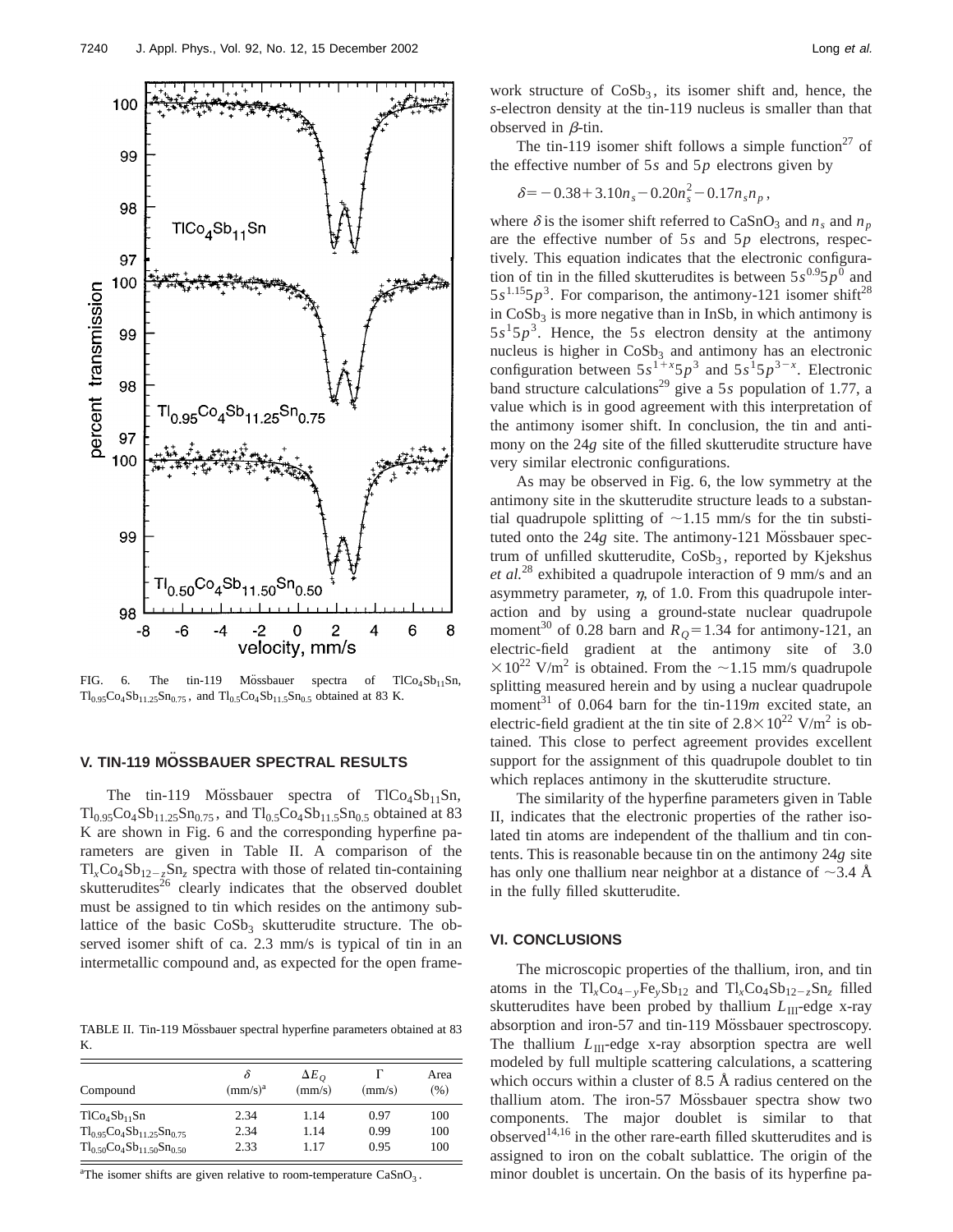FIG. 6. The tin-119 Mössbauer spectra of $TlCo_4Sb_{11}Sn$, $Tl_{0.95}Co_4Sb_{11.25}Sn_{0.75}$, and $Tl_{0.5}Co_4Sb_{11.5}Sn_{0.5}$ obtained at 83 K.

## V. TIN-119 MÖSSBAUER SPECTRAL RESULTS

The tin-119 Mössbauer spectra of $TlCo_4Sb_{11}Sn$, $Tl_{0.95}Co_4Sb_{11.25}Sn_{0.75}$, and $Tl_{0.5}Co_4Sb_{11.5}Sn_{0.5}$ obtained at 83 K are shown in Fig. 6 and the corresponding hyperfine parameters are given in Table II. A comparison of the $Tl_xCo_4Sb_{12-z}Sn_z$ spectra with those of related tin-containing skutterudites[26] clearly indicates that the observed doublet must be assigned to tin which resides on the antimony sublattice of the basic $CoSb_3$ skutterudite structure. The observed isomer shift of ca. 2.3 mm/s is typical of tin in an intermetallic compound and, as expected for the open framework structure of $CoSb_3$, its isomer shift and, hence, the *s*-electron density at the tin-119 nucleus is smaller than that observed in $\beta$-tin.

The tin-119 isomer shift follows a simple function[27] of the effective number of 5*s* and 5*p* electrons given by

$$\delta = -0.38 + 3.10 n_s - 0.20 n_s^2 - 0.17 n_s n_p,$$

where $\delta$ is the isomer shift referred to $CaSnO_3$ and $n_s$ and $n_p$ are the effective number of 5*s* and 5*p* electrons, respectively. This equation indicates that the electronic configuration of tin in the filled skutterudites is between $5s^{0.9}5p^0$ and $5s^{1.15}5p^3$. For comparison, the antimony-121 isomer shift[28] in $CoSb_3$ is more negative than in InSb, in which antimony is $5s^15p^3$. Hence, the 5*s* electron density at the antimony nucleus is higher in $CoSb_3$ and antimony has an electronic configuration between $5s^{1+x}5p^3$ and $5s^15p^{3-x}$. Electronic band structure calculations[29] give a 5*s* population of 1.77, a value which is in good agreement with this interpretation of the antimony isomer shift. In conclusion, the tin and antimony on the 24*g* site of the filled skutterudite structure have very similar electronic configurations.

As may be observed in Fig. 6, the low symmetry at the antimony site in the skutterudite structure leads to a substantial quadrupole splitting of ~1.15 mm/s for the tin substituted onto the 24*g* site. The antimony-121 Mössbauer spectrum of unfilled skutterudite, $CoSb_3$, reported by Kjekshus *et al.*[28] exhibited a quadrupole interaction of 9 mm/s and an asymmetry parameter, $\eta$, of 1.0. From this quadrupole interaction and by using a ground-state nuclear quadrupole moment[30] of 0.28 barn and $R_Q = 1.34$ for antimony-121, an electric-field gradient at the antimony site of $3.0 \times 10^{22}$ V/m$^2$ is obtained. From the ~1.15 mm/s quadrupole splitting measured herein and by using a nuclear quadrupole moment[31] of 0.064 barn for the tin-119*m* excited state, an electric-field gradient at the tin site of $2.8 \times 10^{22}$ V/m$^2$ is obtained. This close to perfect agreement provides excellent support for the assignment of this quadrupole doublet to tin which replaces antimony in the skutterudite structure.

The similarity of the hyperfine parameters given in Table II, indicates that the electronic properties of the rather isolated tin atoms are independent of the thallium and tin contents. This is reasonable because tin on the antimony 24*g* site has only one thallium near neighbor at a distance of ~3.4 Å in the fully filled skutterudite.

TABLE II. Tin-119 Mössbauer spectral hyperfine parameters obtained at 83 K.

| Compound | $\delta$ (mm/s)[a] | $\Delta E_Q$ (mm/s) | $\Gamma$ (mm/s) | Area (%) |
|---|---|---|---|---|
| $TlCo_4Sb_{11}Sn$ | 2.34 | 1.14 | 0.97 | 100 |
| $Tl_{0.95}Co_4Sb_{11.25}Sn_{0.75}$ | 2.34 | 1.14 | 0.99 | 100 |
| $Tl_{0.50}Co_4Sb_{11.50}Sn_{0.50}$ | 2.33 | 1.17 | 0.95 | 100 |

[a]The isomer shifts are given relative to room-temperature $CaSnO_3$.

## VI. CONCLUSIONS

The microscopic properties of the thallium, iron, and tin atoms in the $Tl_xCo_{4-y}Fe_ySb_{12}$ and $Tl_xCo_4Sb_{12-z}Sn_z$ filled skutterudites have been probed by thallium $L_{III}$-edge x-ray absorption and iron-57 and tin-119 Mössbauer spectroscopy. The thallium $L_{III}$-edge x-ray absorption spectra are well modeled by full multiple scattering calculations, a scattering which occurs within a cluster of 8.5 Å radius centered on the thallium atom. The iron-57 Mössbauer spectra show two components. The major doublet is similar to that observed[14,16] in the other rare-earth filled skutterudites and is assigned to iron on the cobalt sublattice. The origin of the minor doublet is uncertain. On the basis of its hyperfine pa-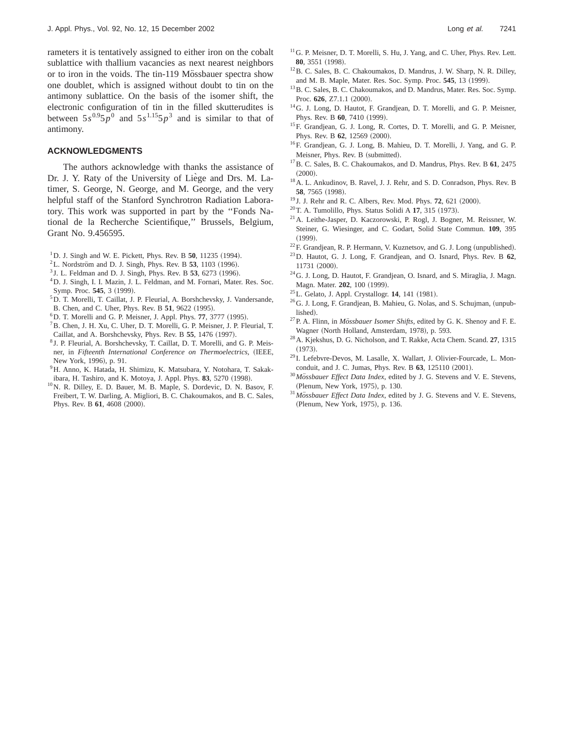rameters it is tentatively assigned to either iron on the cobalt sublattice with thallium vacancies as next nearest neighbors or to iron in the voids. The tin-119 Mössbauer spectra show one doublet, which is assigned without doubt to tin on the antimony sublattice. On the basis of the isomer shift, the electronic configuration of tin in the filled skutterudites is between $5s^{0.9}5p^0$ and $5s^{1.15}5p^3$ and is similar to that of antimony.

## ACKNOWLEDGMENTS

The authors acknowledge with thanks the assistance of Dr. J. Y. Raty of the University of Liège and Drs. M. Latimer, S. George, N. George, and M. George, and the very helpful staff of the Stanford Synchrotron Radiation Laboratory. This work was supported in part by the "Fonds National de la Recherche Scientifique," Brussels, Belgium, Grant No. 9.456595.

[1] D. J. Singh and W. E. Pickett, Phys. Rev. B **50**, 11235 (1994).
[2] L. Nordström and D. J. Singh, Phys. Rev. B **53**, 1103 (1996).
[3] J. L. Feldman and D. J. Singh, Phys. Rev. B **53**, 6273 (1996).
[4] D. J. Singh, I. I. Mazin, J. L. Feldman, and M. Fornari, Mater. Res. Soc. Symp. Proc. **545**, 3 (1999).
[5] D. T. Morelli, T. Caillat, J. P. Fleurial, A. Borshchevsky, J. Vandersande, B. Chen, and C. Uher, Phys. Rev. B **51**, 9622 (1995).
[6] D. T. Morelli and G. P. Meisner, J. Appl. Phys. **77**, 3777 (1995).
[7] B. Chen, J. H. Xu, C. Uher, D. T. Morelli, G. P. Meisner, J. P. Fleurial, T. Caillat, and A. Borshchevsky, Phys. Rev. B **55**, 1476 (1997).
[8] J. P. Fleurial, A. Borshchevsky, T. Caillat, D. T. Morelli, and G. P. Meisner, in *Fifteenth International Conference on Thermoelectrics*, (IEEE, New York, 1996), p. 91.
[9] H. Anno, K. Hatada, H. Shimizu, K. Matsubara, Y. Notohara, T. Sakakibara, H. Tashiro, and K. Motoya, J. Appl. Phys. **83**, 5270 (1998).
[10] N. R. Dilley, E. D. Bauer, M. B. Maple, S. Dordevic, D. N. Basov, F. Freibert, T. W. Darling, A. Migliori, B. C. Chakoumakos, and B. C. Sales, Phys. Rev. B **61**, 4608 (2000).
[11] G. P. Meisner, D. T. Morelli, S. Hu, J. Yang, and C. Uher, Phys. Rev. Lett. **80**, 3551 (1998).
[12] B. C. Sales, B. C. Chakoumakos, D. Mandrus, J. W. Sharp, N. R. Dilley, and M. B. Maple, Mater. Res. Soc. Symp. Proc. **545**, 13 (1999).
[13] B. C. Sales, B. C. Chakoumakos, and D. Mandrus, Mater. Res. Soc. Symp. Proc. **626**, Z7.1.1 (2000).
[14] G. J. Long, D. Hautot, F. Grandjean, D. T. Morelli, and G. P. Meisner, Phys. Rev. B **60**, 7410 (1999).
[15] F. Grandjean, G. J. Long, R. Cortes, D. T. Morelli, and G. P. Meisner, Phys. Rev. B **62**, 12569 (2000).
[16] F. Grandjean, G. J. Long, B. Mahieu, D. T. Morelli, J. Yang, and G. P. Meisner, Phys. Rev. B (submitted).
[17] B. C. Sales, B. C. Chakoumakos, and D. Mandrus, Phys. Rev. B **61**, 2475 (2000).
[18] A. L. Ankudinov, B. Ravel, J. J. Rehr, and S. D. Conradson, Phys. Rev. B **58**, 7565 (1998).
[19] J. J. Rehr and R. C. Albers, Rev. Mod. Phys. **72**, 621 (2000).
[20] T. A. Tumolillo, Phys. Status Solidi A **17**, 315 (1973).
[21] A. Leithe-Jasper, D. Kaczorowski, P. Rogl, J. Bogner, M. Reissner, W. Steiner, G. Wiesinger, and C. Godart, Solid State Commun. **109**, 395 (1999).
[22] F. Grandjean, R. P. Hermann, V. Kuznetsov, and G. J. Long (unpublished).
[23] D. Hautot, G. J. Long, F. Grandjean, and O. Isnard, Phys. Rev. B **62**, 11731 (2000).
[24] G. J. Long, D. Hautot, F. Grandjean, O. Isnard, and S. Miraglia, J. Magn. Magn. Mater. **202**, 100 (1999).
[25] L. Gelato, J. Appl. Crystallogr. **14**, 141 (1981).
[26] G. J. Long, F. Grandjean, B. Mahieu, G. Nolas, and S. Schujman, (unpublished).
[27] P. A. Flinn, in *Mössbauer Isomer Shifts*, edited by G. K. Shenoy and F. E. Wagner (North Holland, Amsterdam, 1978), p. 593.
[28] A. Kjekshus, D. G. Nicholson, and T. Rakke, Acta Chem. Scand. **27**, 1315 (1973).
[29] I. Lefebvre-Devos, M. Lasalle, X. Wallart, J. Olivier-Fourcade, L. Monconduit, and J. C. Jumas, Phys. Rev. B **63**, 125110 (2001).
[30] *Mössbauer Effect Data Index*, edited by J. G. Stevens and V. E. Stevens, (Plenum, New York, 1975), p. 130.
[31] *Mössbauer Effect Data Index*, edited by J. G. Stevens and V. E. Stevens, (Plenum, New York, 1975), p. 136.